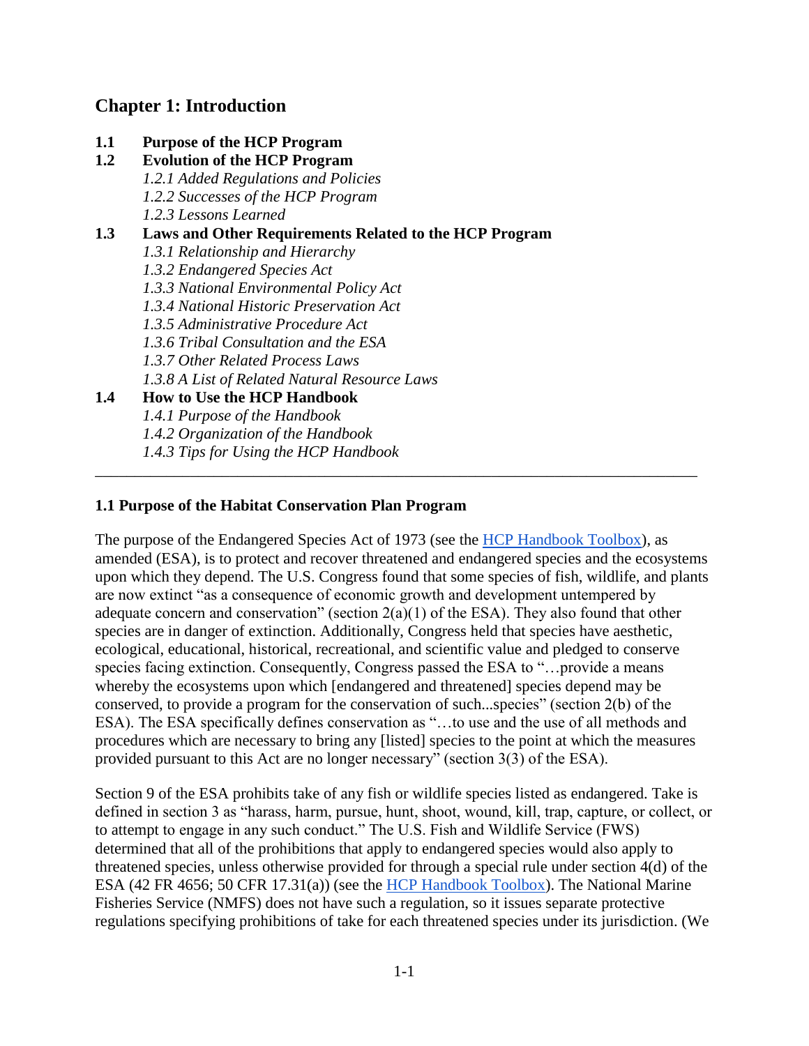# Chapter 1: Introduction

**1.1 Purpose of the HCP Program**

**1.2 Evolution of the HCP Program**

*1.2.1 Added Regulations and Policies*

*1.2.2 Successes of the HCP Program*

*1.2.3 Lessons Learned*

**1.3 Laws and Other Requirements Related to the HCP Program**

*1.3.1 Relationship and Hierarchy*

*1.3.2 Endangered Species Act*

*1.3.3 National Environmental Policy Act*

*1.3.4 National Historic Preservation Act*

*1.3.5 Administrative Procedure Act*

*1.3.6 Tribal Consultation and the ESA*

*1.3.7 Other Related Process Laws*

*1.3.8 A List of Related Natural Resource Laws*

**1.4 How to Use the HCP Handbook**

*1.4.1 Purpose of the Handbook*

*1.4.2 Organization of the Handbook*

*1.4.3 Tips for Using the HCP Handbook*

---

## 1.1 Purpose of the Habitat Conservation Plan Program

The purpose of the Endangered Species Act of 1973 (see the HCP Handbook Toolbox), as amended (ESA), is to protect and recover threatened and endangered species and the ecosystems upon which they depend. The U.S. Congress found that some species of fish, wildlife, and plants are now extinct "as a consequence of economic growth and development untempered by adequate concern and conservation" (section 2(a)(1) of the ESA). They also found that other species are in danger of extinction. Additionally, Congress held that species have aesthetic, ecological, educational, historical, recreational, and scientific value and pledged to conserve species facing extinction. Consequently, Congress passed the ESA to "…provide a means whereby the ecosystems upon which [endangered and threatened] species depend may be conserved, to provide a program for the conservation of such...species" (section 2(b) of the ESA). The ESA specifically defines conservation as "…to use and the use of all methods and procedures which are necessary to bring any [listed] species to the point at which the measures provided pursuant to this Act are no longer necessary" (section 3(3) of the ESA).

Section 9 of the ESA prohibits take of any fish or wildlife species listed as endangered. Take is defined in section 3 as "harass, harm, pursue, hunt, shoot, wound, kill, trap, capture, or collect, or to attempt to engage in any such conduct." The U.S. Fish and Wildlife Service (FWS) determined that all of the prohibitions that apply to endangered species would also apply to threatened species, unless otherwise provided for through a special rule under section 4(d) of the ESA (42 FR 4656; 50 CFR 17.31(a)) (see the HCP Handbook Toolbox). The National Marine Fisheries Service (NMFS) does not have such a regulation, so it issues separate protective regulations specifying prohibitions of take for each threatened species under its jurisdiction. (We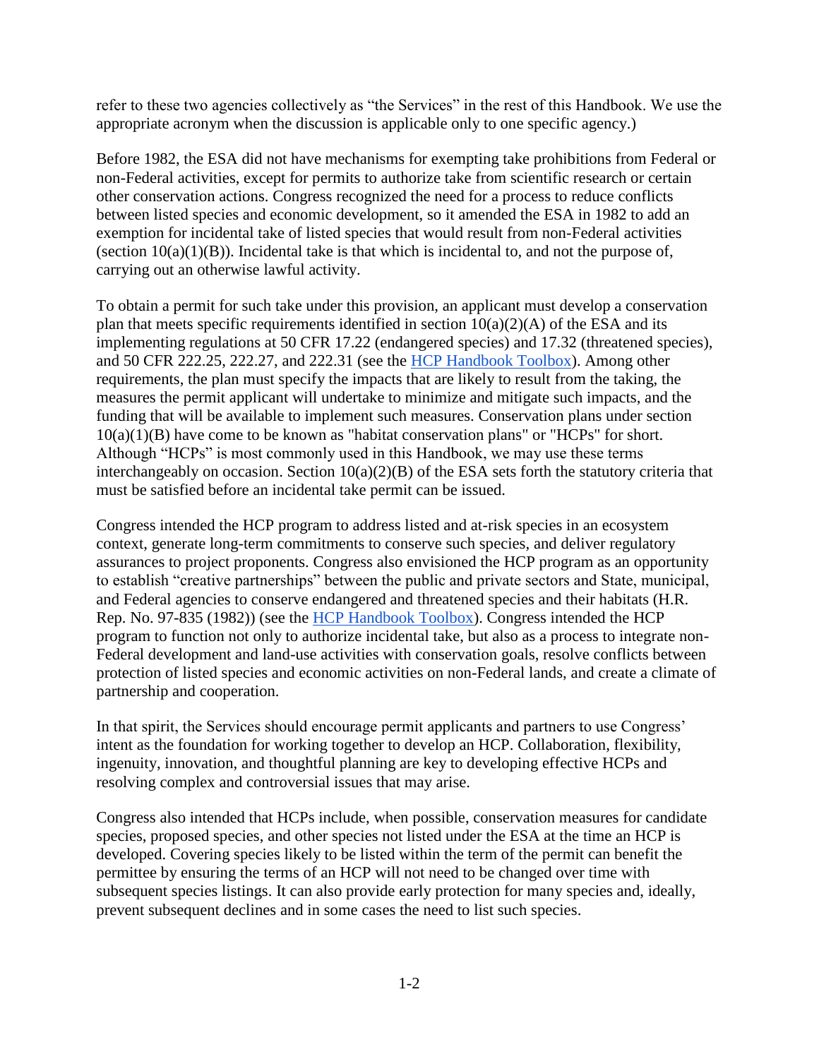refer to these two agencies collectively as "the Services" in the rest of this Handbook. We use the appropriate acronym when the discussion is applicable only to one specific agency.)

Before 1982, the ESA did not have mechanisms for exempting take prohibitions from Federal or non-Federal activities, except for permits to authorize take from scientific research or certain other conservation actions. Congress recognized the need for a process to reduce conflicts between listed species and economic development, so it amended the ESA in 1982 to add an exemption for incidental take of listed species that would result from non-Federal activities (section 10(a)(1)(B)). Incidental take is that which is incidental to, and not the purpose of, carrying out an otherwise lawful activity.

To obtain a permit for such take under this provision, an applicant must develop a conservation plan that meets specific requirements identified in section 10(a)(2)(A) of the ESA and its implementing regulations at 50 CFR 17.22 (endangered species) and 17.32 (threatened species), and 50 CFR 222.25, 222.27, and 222.31 (see the HCP Handbook Toolbox). Among other requirements, the plan must specify the impacts that are likely to result from the taking, the measures the permit applicant will undertake to minimize and mitigate such impacts, and the funding that will be available to implement such measures. Conservation plans under section 10(a)(1)(B) have come to be known as "habitat conservation plans" or "HCPs" for short. Although "HCPs" is most commonly used in this Handbook, we may use these terms interchangeably on occasion. Section 10(a)(2)(B) of the ESA sets forth the statutory criteria that must be satisfied before an incidental take permit can be issued.

Congress intended the HCP program to address listed and at-risk species in an ecosystem context, generate long-term commitments to conserve such species, and deliver regulatory assurances to project proponents. Congress also envisioned the HCP program as an opportunity to establish "creative partnerships" between the public and private sectors and State, municipal, and Federal agencies to conserve endangered and threatened species and their habitats (H.R. Rep. No. 97-835 (1982)) (see the HCP Handbook Toolbox). Congress intended the HCP program to function not only to authorize incidental take, but also as a process to integrate non-Federal development and land-use activities with conservation goals, resolve conflicts between protection of listed species and economic activities on non-Federal lands, and create a climate of partnership and cooperation.

In that spirit, the Services should encourage permit applicants and partners to use Congress' intent as the foundation for working together to develop an HCP. Collaboration, flexibility, ingenuity, innovation, and thoughtful planning are key to developing effective HCPs and resolving complex and controversial issues that may arise.

Congress also intended that HCPs include, when possible, conservation measures for candidate species, proposed species, and other species not listed under the ESA at the time an HCP is developed. Covering species likely to be listed within the term of the permit can benefit the permittee by ensuring the terms of an HCP will not need to be changed over time with subsequent species listings. It can also provide early protection for many species and, ideally, prevent subsequent declines and in some cases the need to list such species.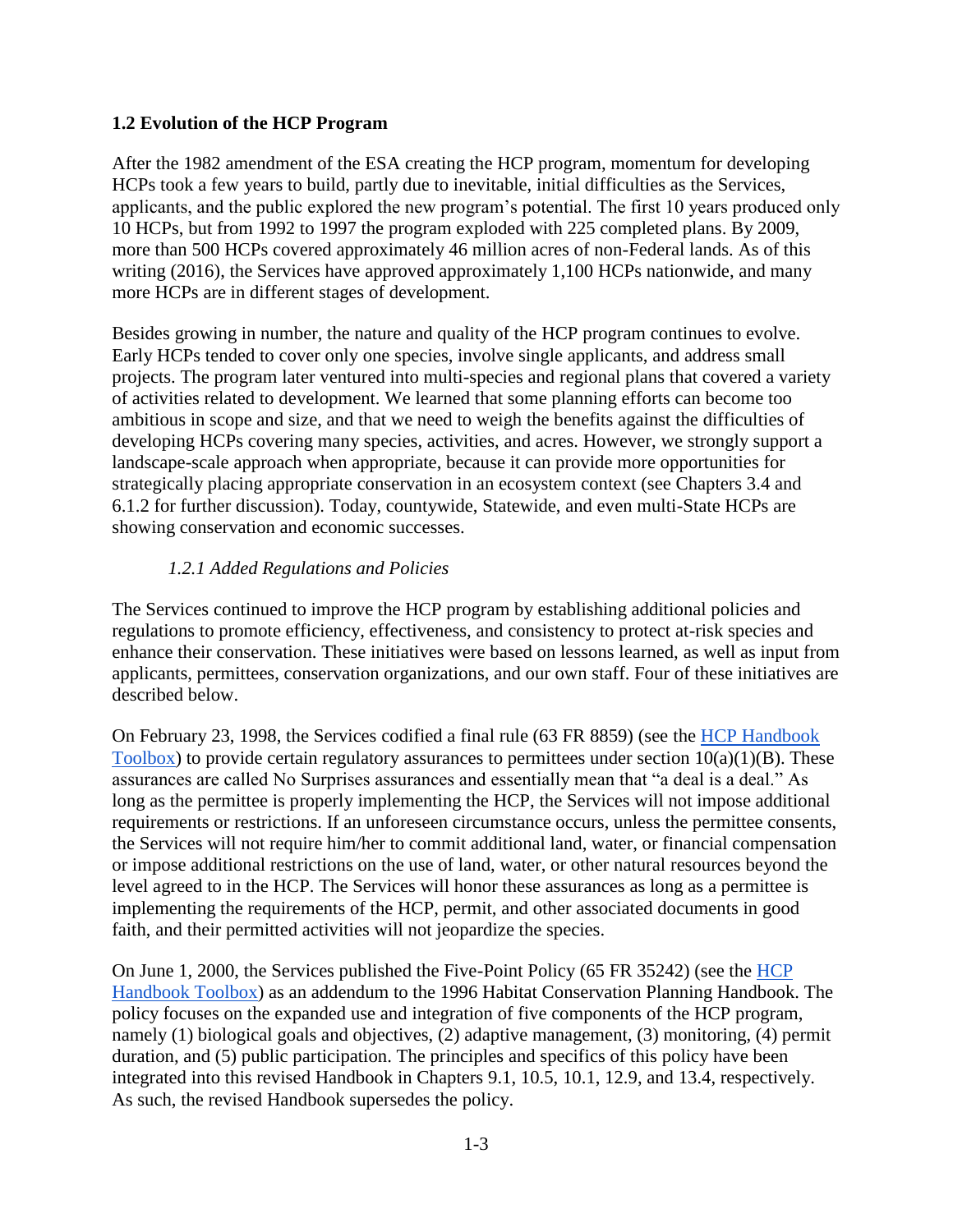## 1.2 Evolution of the HCP Program

After the 1982 amendment of the ESA creating the HCP program, momentum for developing HCPs took a few years to build, partly due to inevitable, initial difficulties as the Services, applicants, and the public explored the new program's potential. The first 10 years produced only 10 HCPs, but from 1992 to 1997 the program exploded with 225 completed plans. By 2009, more than 500 HCPs covered approximately 46 million acres of non-Federal lands. As of this writing (2016), the Services have approved approximately 1,100 HCPs nationwide, and many more HCPs are in different stages of development.

Besides growing in number, the nature and quality of the HCP program continues to evolve. Early HCPs tended to cover only one species, involve single applicants, and address small projects. The program later ventured into multi-species and regional plans that covered a variety of activities related to development. We learned that some planning efforts can become too ambitious in scope and size, and that we need to weigh the benefits against the difficulties of developing HCPs covering many species, activities, and acres. However, we strongly support a landscape-scale approach when appropriate, because it can provide more opportunities for strategically placing appropriate conservation in an ecosystem context (see Chapters 3.4 and 6.1.2 for further discussion). Today, countywide, Statewide, and even multi-State HCPs are showing conservation and economic successes.

### *1.2.1 Added Regulations and Policies*

The Services continued to improve the HCP program by establishing additional policies and regulations to promote efficiency, effectiveness, and consistency to protect at-risk species and enhance their conservation. These initiatives were based on lessons learned, as well as input from applicants, permittees, conservation organizations, and our own staff. Four of these initiatives are described below.

On February 23, 1998, the Services codified a final rule (63 FR 8859) (see the HCP Handbook Toolbox) to provide certain regulatory assurances to permittees under section 10(a)(1)(B). These assurances are called No Surprises assurances and essentially mean that "a deal is a deal." As long as the permittee is properly implementing the HCP, the Services will not impose additional requirements or restrictions. If an unforeseen circumstance occurs, unless the permittee consents, the Services will not require him/her to commit additional land, water, or financial compensation or impose additional restrictions on the use of land, water, or other natural resources beyond the level agreed to in the HCP. The Services will honor these assurances as long as a permittee is implementing the requirements of the HCP, permit, and other associated documents in good faith, and their permitted activities will not jeopardize the species.

On June 1, 2000, the Services published the Five-Point Policy (65 FR 35242) (see the HCP Handbook Toolbox) as an addendum to the 1996 Habitat Conservation Planning Handbook. The policy focuses on the expanded use and integration of five components of the HCP program, namely (1) biological goals and objectives, (2) adaptive management, (3) monitoring, (4) permit duration, and (5) public participation. The principles and specifics of this policy have been integrated into this revised Handbook in Chapters 9.1, 10.5, 10.1, 12.9, and 13.4, respectively. As such, the revised Handbook supersedes the policy.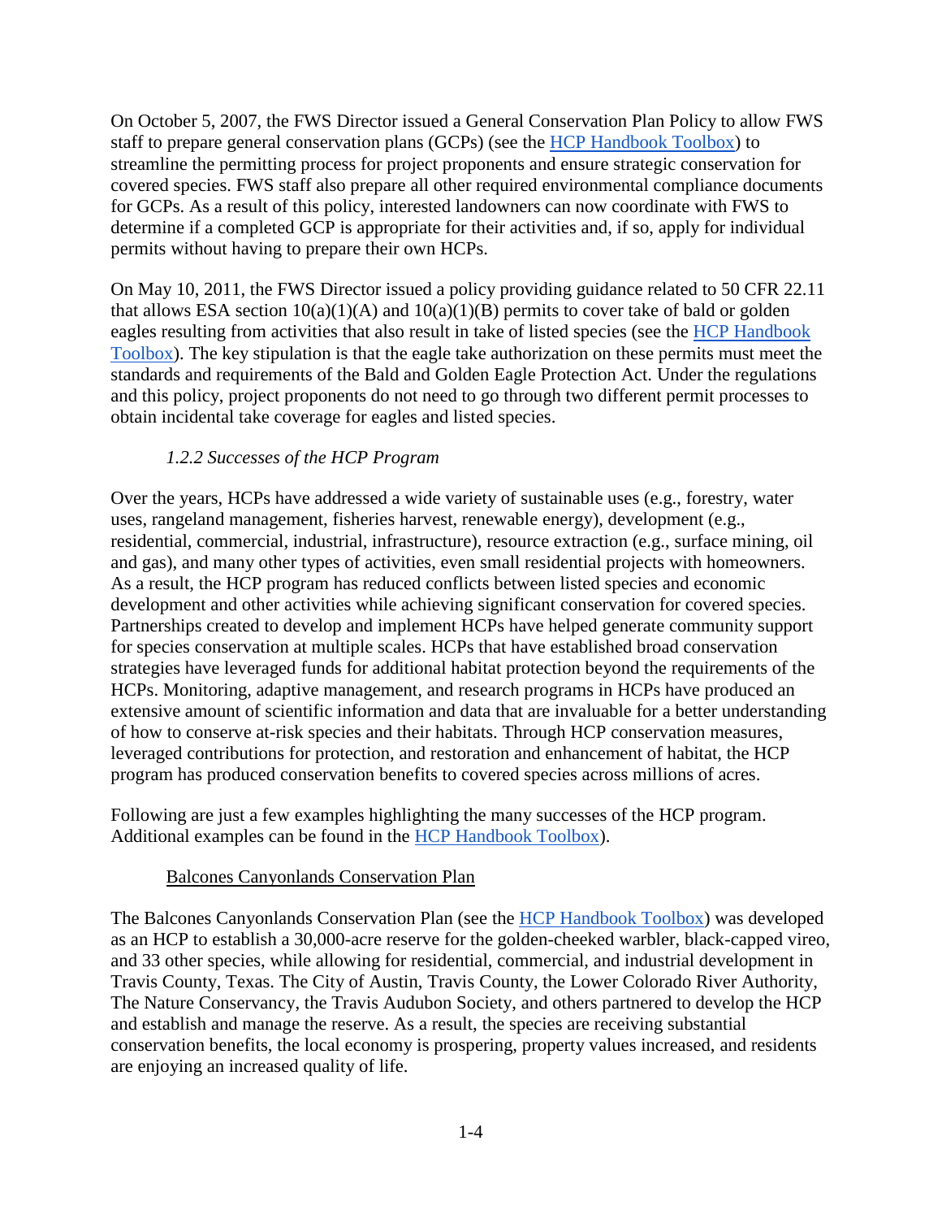On October 5, 2007, the FWS Director issued a General Conservation Plan Policy to allow FWS staff to prepare general conservation plans (GCPs) (see the [HCP Handbook Toolbox]) to streamline the permitting process for project proponents and ensure strategic conservation for covered species. FWS staff also prepare all other required environmental compliance documents for GCPs. As a result of this policy, interested landowners can now coordinate with FWS to determine if a completed GCP is appropriate for their activities and, if so, apply for individual permits without having to prepare their own HCPs.

On May 10, 2011, the FWS Director issued a policy providing guidance related to 50 CFR 22.11 that allows ESA section 10(a)(1)(A) and 10(a)(1)(B) permits to cover take of bald or golden eagles resulting from activities that also result in take of listed species (see the [HCP Handbook Toolbox]). The key stipulation is that the eagle take authorization on these permits must meet the standards and requirements of the Bald and Golden Eagle Protection Act. Under the regulations and this policy, project proponents do not need to go through two different permit processes to obtain incidental take coverage for eagles and listed species.

### *1.2.2 Successes of the HCP Program*

Over the years, HCPs have addressed a wide variety of sustainable uses (e.g., forestry, water uses, rangeland management, fisheries harvest, renewable energy), development (e.g., residential, commercial, industrial, infrastructure), resource extraction (e.g., surface mining, oil and gas), and many other types of activities, even small residential projects with homeowners. As a result, the HCP program has reduced conflicts between listed species and economic development and other activities while achieving significant conservation for covered species. Partnerships created to develop and implement HCPs have helped generate community support for species conservation at multiple scales. HCPs that have established broad conservation strategies have leveraged funds for additional habitat protection beyond the requirements of the HCPs. Monitoring, adaptive management, and research programs in HCPs have produced an extensive amount of scientific information and data that are invaluable for a better understanding of how to conserve at-risk species and their habitats. Through HCP conservation measures, leveraged contributions for protection, and restoration and enhancement of habitat, the HCP program has produced conservation benefits to covered species across millions of acres.

Following are just a few examples highlighting the many successes of the HCP program. Additional examples can be found in the [HCP Handbook Toolbox]).

#### Balcones Canyonlands Conservation Plan

The Balcones Canyonlands Conservation Plan (see the [HCP Handbook Toolbox]) was developed as an HCP to establish a 30,000-acre reserve for the golden-cheeked warbler, black-capped vireo, and 33 other species, while allowing for residential, commercial, and industrial development in Travis County, Texas. The City of Austin, Travis County, the Lower Colorado River Authority, The Nature Conservancy, the Travis Audubon Society, and others partnered to develop the HCP and establish and manage the reserve. As a result, the species are receiving substantial conservation benefits, the local economy is prospering, property values increased, and residents are enjoying an increased quality of life.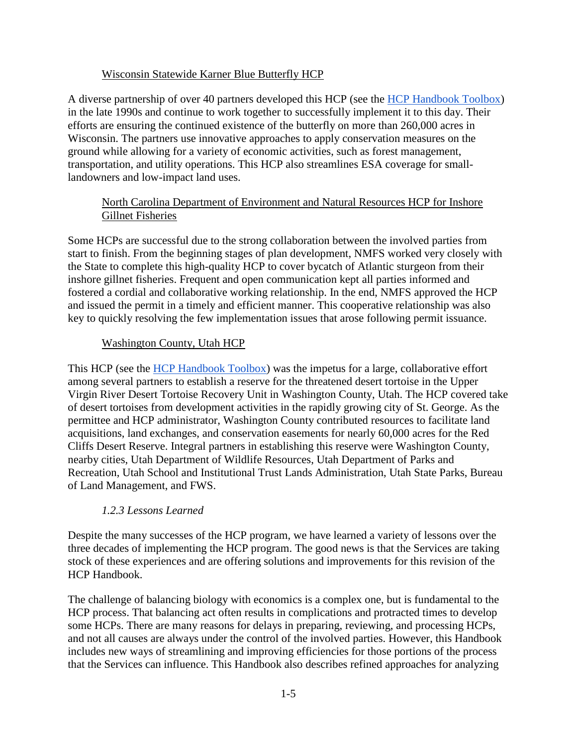Wisconsin Statewide Karner Blue Butterfly HCP

A diverse partnership of over 40 partners developed this HCP (see the HCP Handbook Toolbox) in the late 1990s and continue to work together to successfully implement it to this day. Their efforts are ensuring the continued existence of the butterfly on more than 260,000 acres in Wisconsin. The partners use innovative approaches to apply conservation measures on the ground while allowing for a variety of economic activities, such as forest management, transportation, and utility operations. This HCP also streamlines ESA coverage for small-landowners and low-impact land uses.

North Carolina Department of Environment and Natural Resources HCP for Inshore Gillnet Fisheries

Some HCPs are successful due to the strong collaboration between the involved parties from start to finish. From the beginning stages of plan development, NMFS worked very closely with the State to complete this high-quality HCP to cover bycatch of Atlantic sturgeon from their inshore gillnet fisheries. Frequent and open communication kept all parties informed and fostered a cordial and collaborative working relationship. In the end, NMFS approved the HCP and issued the permit in a timely and efficient manner. This cooperative relationship was also key to quickly resolving the few implementation issues that arose following permit issuance.

Washington County, Utah HCP

This HCP (see the HCP Handbook Toolbox) was the impetus for a large, collaborative effort among several partners to establish a reserve for the threatened desert tortoise in the Upper Virgin River Desert Tortoise Recovery Unit in Washington County, Utah. The HCP covered take of desert tortoises from development activities in the rapidly growing city of St. George. As the permittee and HCP administrator, Washington County contributed resources to facilitate land acquisitions, land exchanges, and conservation easements for nearly 60,000 acres for the Red Cliffs Desert Reserve. Integral partners in establishing this reserve were Washington County, nearby cities, Utah Department of Wildlife Resources, Utah Department of Parks and Recreation, Utah School and Institutional Trust Lands Administration, Utah State Parks, Bureau of Land Management, and FWS.

### *1.2.3 Lessons Learned*

Despite the many successes of the HCP program, we have learned a variety of lessons over the three decades of implementing the HCP program. The good news is that the Services are taking stock of these experiences and are offering solutions and improvements for this revision of the HCP Handbook.

The challenge of balancing biology with economics is a complex one, but is fundamental to the HCP process. That balancing act often results in complications and protracted times to develop some HCPs. There are many reasons for delays in preparing, reviewing, and processing HCPs, and not all causes are always under the control of the involved parties. However, this Handbook includes new ways of streamlining and improving efficiencies for those portions of the process that the Services can influence. This Handbook also describes refined approaches for analyzing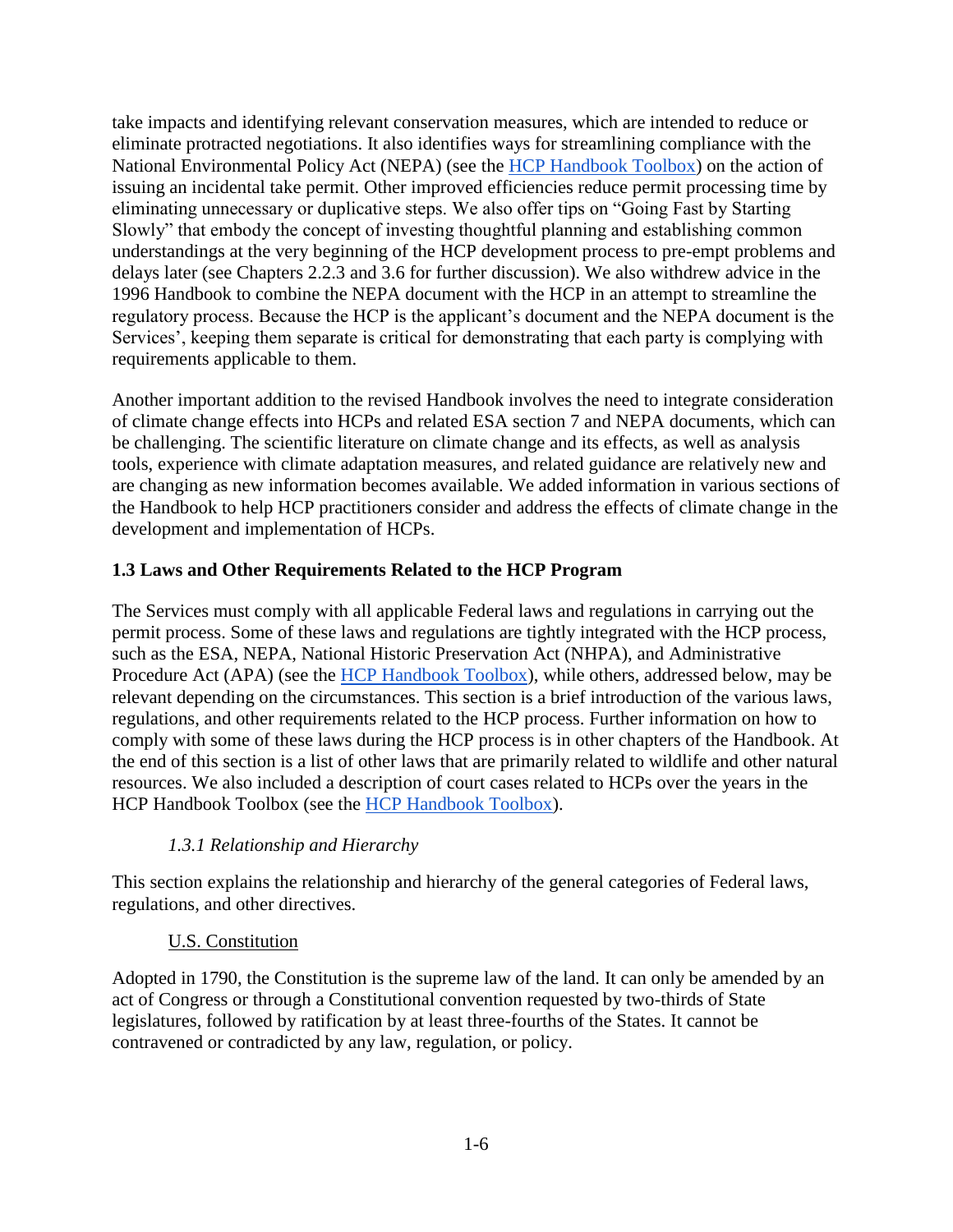take impacts and identifying relevant conservation measures, which are intended to reduce or eliminate protracted negotiations. It also identifies ways for streamlining compliance with the National Environmental Policy Act (NEPA) (see the HCP Handbook Toolbox) on the action of issuing an incidental take permit. Other improved efficiencies reduce permit processing time by eliminating unnecessary or duplicative steps. We also offer tips on "Going Fast by Starting Slowly" that embody the concept of investing thoughtful planning and establishing common understandings at the very beginning of the HCP development process to pre-empt problems and delays later (see Chapters 2.2.3 and 3.6 for further discussion). We also withdrew advice in the 1996 Handbook to combine the NEPA document with the HCP in an attempt to streamline the regulatory process. Because the HCP is the applicant's document and the NEPA document is the Services', keeping them separate is critical for demonstrating that each party is complying with requirements applicable to them.

Another important addition to the revised Handbook involves the need to integrate consideration of climate change effects into HCPs and related ESA section 7 and NEPA documents, which can be challenging. The scientific literature on climate change and its effects, as well as analysis tools, experience with climate adaptation measures, and related guidance are relatively new and are changing as new information becomes available. We added information in various sections of the Handbook to help HCP practitioners consider and address the effects of climate change in the development and implementation of HCPs.

## 1.3 Laws and Other Requirements Related to the HCP Program

The Services must comply with all applicable Federal laws and regulations in carrying out the permit process. Some of these laws and regulations are tightly integrated with the HCP process, such as the ESA, NEPA, National Historic Preservation Act (NHPA), and Administrative Procedure Act (APA) (see the HCP Handbook Toolbox), while others, addressed below, may be relevant depending on the circumstances. This section is a brief introduction of the various laws, regulations, and other requirements related to the HCP process. Further information on how to comply with some of these laws during the HCP process is in other chapters of the Handbook. At the end of this section is a list of other laws that are primarily related to wildlife and other natural resources. We also included a description of court cases related to HCPs over the years in the HCP Handbook Toolbox (see the HCP Handbook Toolbox).

### *1.3.1 Relationship and Hierarchy*

This section explains the relationship and hierarchy of the general categories of Federal laws, regulations, and other directives.

#### U.S. Constitution

Adopted in 1790, the Constitution is the supreme law of the land. It can only be amended by an act of Congress or through a Constitutional convention requested by two-thirds of State legislatures, followed by ratification by at least three-fourths of the States. It cannot be contravened or contradicted by any law, regulation, or policy.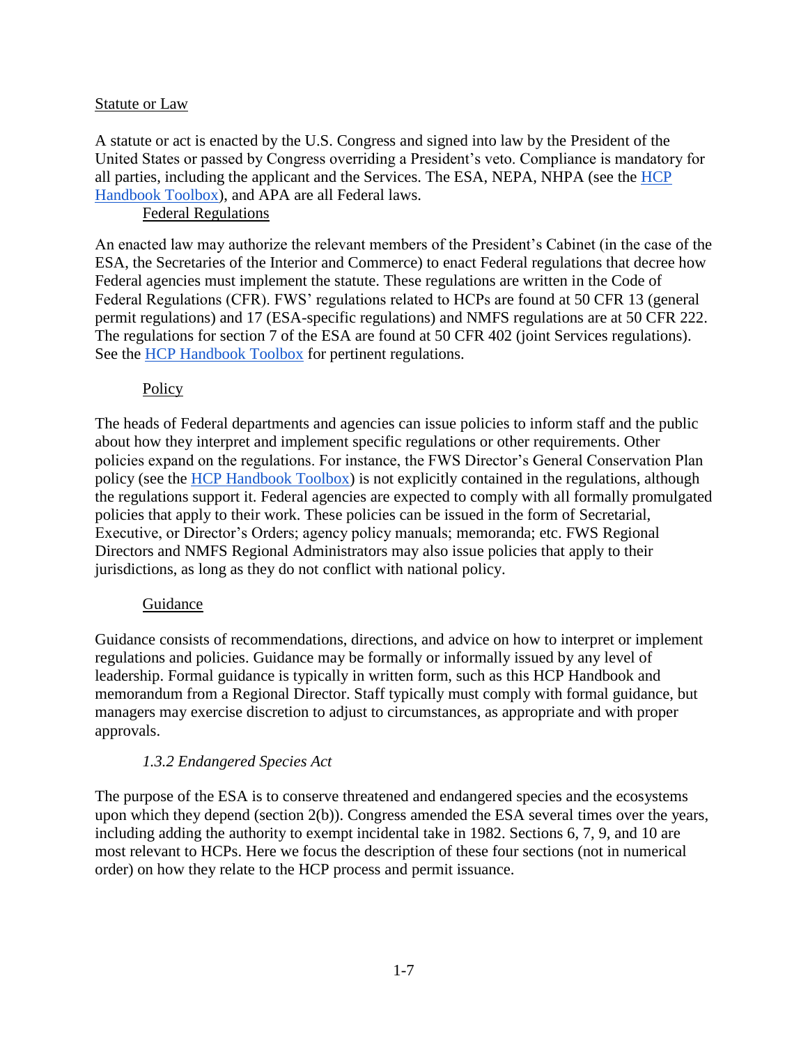Statute or Law

A statute or act is enacted by the U.S. Congress and signed into law by the President of the United States or passed by Congress overriding a President's veto. Compliance is mandatory for all parties, including the applicant and the Services. The ESA, NEPA, NHPA (see the [HCP Handbook Toolbox]), and APA are all Federal laws.

Federal Regulations

An enacted law may authorize the relevant members of the President's Cabinet (in the case of the ESA, the Secretaries of the Interior and Commerce) to enact Federal regulations that decree how Federal agencies must implement the statute. These regulations are written in the Code of Federal Regulations (CFR). FWS' regulations related to HCPs are found at 50 CFR 13 (general permit regulations) and 17 (ESA-specific regulations) and NMFS regulations are at 50 CFR 222. The regulations for section 7 of the ESA are found at 50 CFR 402 (joint Services regulations). See the [HCP Handbook Toolbox] for pertinent regulations.

Policy

The heads of Federal departments and agencies can issue policies to inform staff and the public about how they interpret and implement specific regulations or other requirements. Other policies expand on the regulations. For instance, the FWS Director's General Conservation Plan policy (see the [HCP Handbook Toolbox]) is not explicitly contained in the regulations, although the regulations support it. Federal agencies are expected to comply with all formally promulgated policies that apply to their work. These policies can be issued in the form of Secretarial, Executive, or Director's Orders; agency policy manuals; memoranda; etc. FWS Regional Directors and NMFS Regional Administrators may also issue policies that apply to their jurisdictions, as long as they do not conflict with national policy.

Guidance

Guidance consists of recommendations, directions, and advice on how to interpret or implement regulations and policies. Guidance may be formally or informally issued by any level of leadership. Formal guidance is typically in written form, such as this HCP Handbook and memorandum from a Regional Director. Staff typically must comply with formal guidance, but managers may exercise discretion to adjust to circumstances, as appropriate and with proper approvals.

### *1.3.2 Endangered Species Act*

The purpose of the ESA is to conserve threatened and endangered species and the ecosystems upon which they depend (section 2(b)). Congress amended the ESA several times over the years, including adding the authority to exempt incidental take in 1982. Sections 6, 7, 9, and 10 are most relevant to HCPs. Here we focus the description of these four sections (not in numerical order) on how they relate to the HCP process and permit issuance.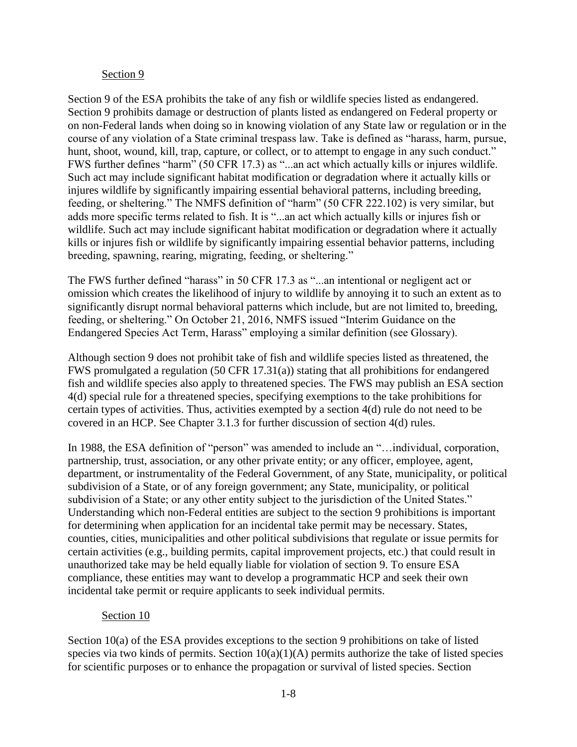### Section 9

Section 9 of the ESA prohibits the take of any fish or wildlife species listed as endangered. Section 9 prohibits damage or destruction of plants listed as endangered on Federal property or on non-Federal lands when doing so in knowing violation of any State law or regulation or in the course of any violation of a State criminal trespass law. Take is defined as "harass, harm, pursue, hunt, shoot, wound, kill, trap, capture, or collect, or to attempt to engage in any such conduct." FWS further defines "harm" (50 CFR 17.3) as "...an act which actually kills or injures wildlife. Such act may include significant habitat modification or degradation where it actually kills or injures wildlife by significantly impairing essential behavioral patterns, including breeding, feeding, or sheltering." The NMFS definition of "harm" (50 CFR 222.102) is very similar, but adds more specific terms related to fish. It is "...an act which actually kills or injures fish or wildlife. Such act may include significant habitat modification or degradation where it actually kills or injures fish or wildlife by significantly impairing essential behavior patterns, including breeding, spawning, rearing, migrating, feeding, or sheltering."

The FWS further defined "harass" in 50 CFR 17.3 as "...an intentional or negligent act or omission which creates the likelihood of injury to wildlife by annoying it to such an extent as to significantly disrupt normal behavioral patterns which include, but are not limited to, breeding, feeding, or sheltering." On October 21, 2016, NMFS issued "Interim Guidance on the Endangered Species Act Term, Harass" employing a similar definition (see Glossary).

Although section 9 does not prohibit take of fish and wildlife species listed as threatened, the FWS promulgated a regulation (50 CFR 17.31(a)) stating that all prohibitions for endangered fish and wildlife species also apply to threatened species. The FWS may publish an ESA section 4(d) special rule for a threatened species, specifying exemptions to the take prohibitions for certain types of activities. Thus, activities exempted by a section 4(d) rule do not need to be covered in an HCP. See Chapter 3.1.3 for further discussion of section 4(d) rules.

In 1988, the ESA definition of "person" was amended to include an "…individual, corporation, partnership, trust, association, or any other private entity; or any officer, employee, agent, department, or instrumentality of the Federal Government, of any State, municipality, or political subdivision of a State, or of any foreign government; any State, municipality, or political subdivision of a State; or any other entity subject to the jurisdiction of the United States." Understanding which non-Federal entities are subject to the section 9 prohibitions is important for determining when application for an incidental take permit may be necessary. States, counties, cities, municipalities and other political subdivisions that regulate or issue permits for certain activities (e.g., building permits, capital improvement projects, etc.) that could result in unauthorized take may be held equally liable for violation of section 9. To ensure ESA compliance, these entities may want to develop a programmatic HCP and seek their own incidental take permit or require applicants to seek individual permits.

### Section 10

Section 10(a) of the ESA provides exceptions to the section 9 prohibitions on take of listed species via two kinds of permits. Section 10(a)(1)(A) permits authorize the take of listed species for scientific purposes or to enhance the propagation or survival of listed species. Section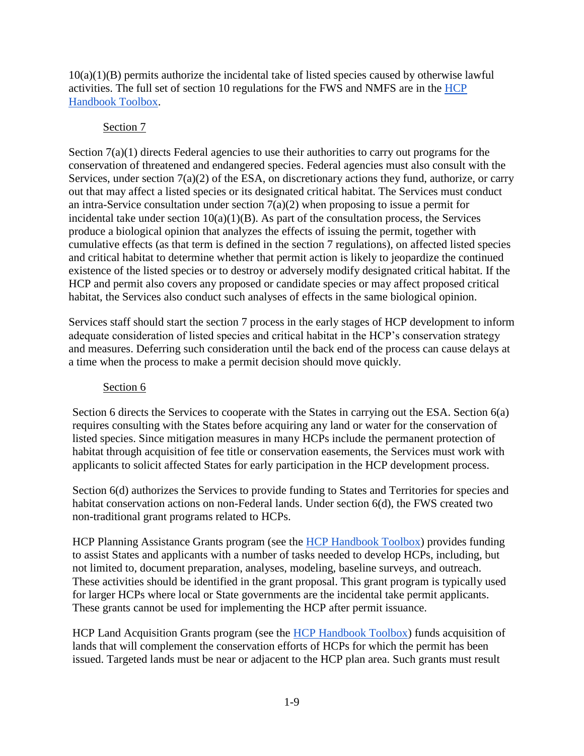10(a)(1)(B) permits authorize the incidental take of listed species caused by otherwise lawful activities. The full set of section 10 regulations for the FWS and NMFS are in the HCP Handbook Toolbox.

### Section 7

Section 7(a)(1) directs Federal agencies to use their authorities to carry out programs for the conservation of threatened and endangered species. Federal agencies must also consult with the Services, under section 7(a)(2) of the ESA, on discretionary actions they fund, authorize, or carry out that may affect a listed species or its designated critical habitat. The Services must conduct an intra-Service consultation under section 7(a)(2) when proposing to issue a permit for incidental take under section 10(a)(1)(B). As part of the consultation process, the Services produce a biological opinion that analyzes the effects of issuing the permit, together with cumulative effects (as that term is defined in the section 7 regulations), on affected listed species and critical habitat to determine whether that permit action is likely to jeopardize the continued existence of the listed species or to destroy or adversely modify designated critical habitat. If the HCP and permit also covers any proposed or candidate species or may affect proposed critical habitat, the Services also conduct such analyses of effects in the same biological opinion.

Services staff should start the section 7 process in the early stages of HCP development to inform adequate consideration of listed species and critical habitat in the HCP's conservation strategy and measures. Deferring such consideration until the back end of the process can cause delays at a time when the process to make a permit decision should move quickly.

### Section 6

Section 6 directs the Services to cooperate with the States in carrying out the ESA. Section 6(a) requires consulting with the States before acquiring any land or water for the conservation of listed species. Since mitigation measures in many HCPs include the permanent protection of habitat through acquisition of fee title or conservation easements, the Services must work with applicants to solicit affected States for early participation in the HCP development process.

Section 6(d) authorizes the Services to provide funding to States and Territories for species and habitat conservation actions on non-Federal lands. Under section 6(d), the FWS created two non-traditional grant programs related to HCPs.

HCP Planning Assistance Grants program (see the HCP Handbook Toolbox) provides funding to assist States and applicants with a number of tasks needed to develop HCPs, including, but not limited to, document preparation, analyses, modeling, baseline surveys, and outreach. These activities should be identified in the grant proposal. This grant program is typically used for larger HCPs where local or State governments are the incidental take permit applicants. These grants cannot be used for implementing the HCP after permit issuance.

HCP Land Acquisition Grants program (see the HCP Handbook Toolbox) funds acquisition of lands that will complement the conservation efforts of HCPs for which the permit has been issued. Targeted lands must be near or adjacent to the HCP plan area. Such grants must result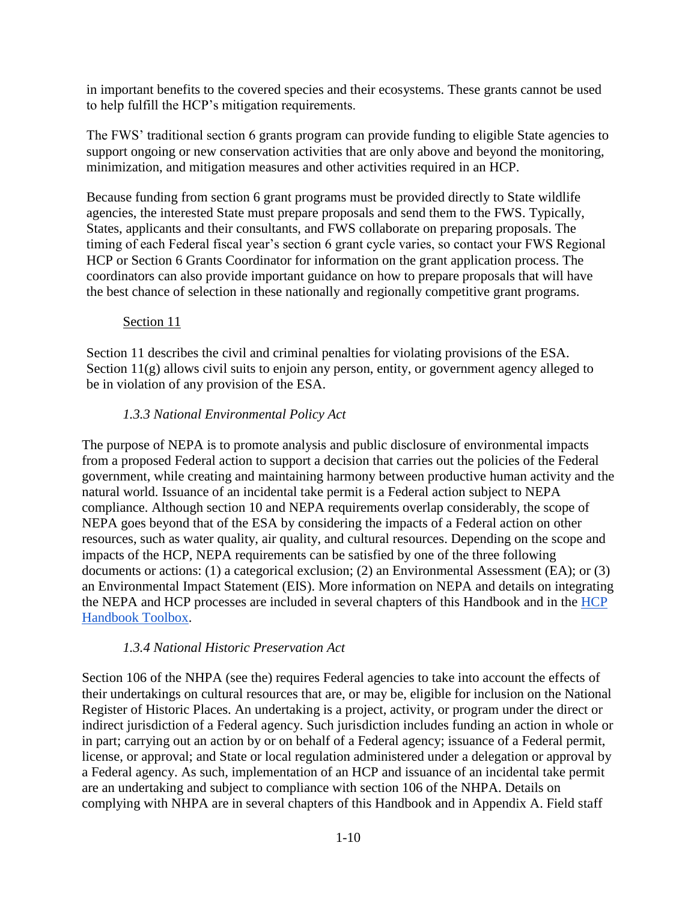in important benefits to the covered species and their ecosystems. These grants cannot be used to help fulfill the HCP's mitigation requirements.

The FWS' traditional section 6 grants program can provide funding to eligible State agencies to support ongoing or new conservation activities that are only above and beyond the monitoring, minimization, and mitigation measures and other activities required in an HCP.

Because funding from section 6 grant programs must be provided directly to State wildlife agencies, the interested State must prepare proposals and send them to the FWS. Typically, States, applicants and their consultants, and FWS collaborate on preparing proposals. The timing of each Federal fiscal year's section 6 grant cycle varies, so contact your FWS Regional HCP or Section 6 Grants Coordinator for information on the grant application process. The coordinators can also provide important guidance on how to prepare proposals that will have the best chance of selection in these nationally and regionally competitive grant programs.

Section 11

Section 11 describes the civil and criminal penalties for violating provisions of the ESA. Section 11(g) allows civil suits to enjoin any person, entity, or government agency alleged to be in violation of any provision of the ESA.

### *1.3.3 National Environmental Policy Act*

The purpose of NEPA is to promote analysis and public disclosure of environmental impacts from a proposed Federal action to support a decision that carries out the policies of the Federal government, while creating and maintaining harmony between productive human activity and the natural world. Issuance of an incidental take permit is a Federal action subject to NEPA compliance. Although section 10 and NEPA requirements overlap considerably, the scope of NEPA goes beyond that of the ESA by considering the impacts of a Federal action on other resources, such as water quality, air quality, and cultural resources. Depending on the scope and impacts of the HCP, NEPA requirements can be satisfied by one of the three following documents or actions: (1) a categorical exclusion; (2) an Environmental Assessment (EA); or (3) an Environmental Impact Statement (EIS). More information on NEPA and details on integrating the NEPA and HCP processes are included in several chapters of this Handbook and in the HCP Handbook Toolbox.

### *1.3.4 National Historic Preservation Act*

Section 106 of the NHPA (see the) requires Federal agencies to take into account the effects of their undertakings on cultural resources that are, or may be, eligible for inclusion on the National Register of Historic Places. An undertaking is a project, activity, or program under the direct or indirect jurisdiction of a Federal agency. Such jurisdiction includes funding an action in whole or in part; carrying out an action by or on behalf of a Federal agency; issuance of a Federal permit, license, or approval; and State or local regulation administered under a delegation or approval by a Federal agency. As such, implementation of an HCP and issuance of an incidental take permit are an undertaking and subject to compliance with section 106 of the NHPA. Details on complying with NHPA are in several chapters of this Handbook and in Appendix A. Field staff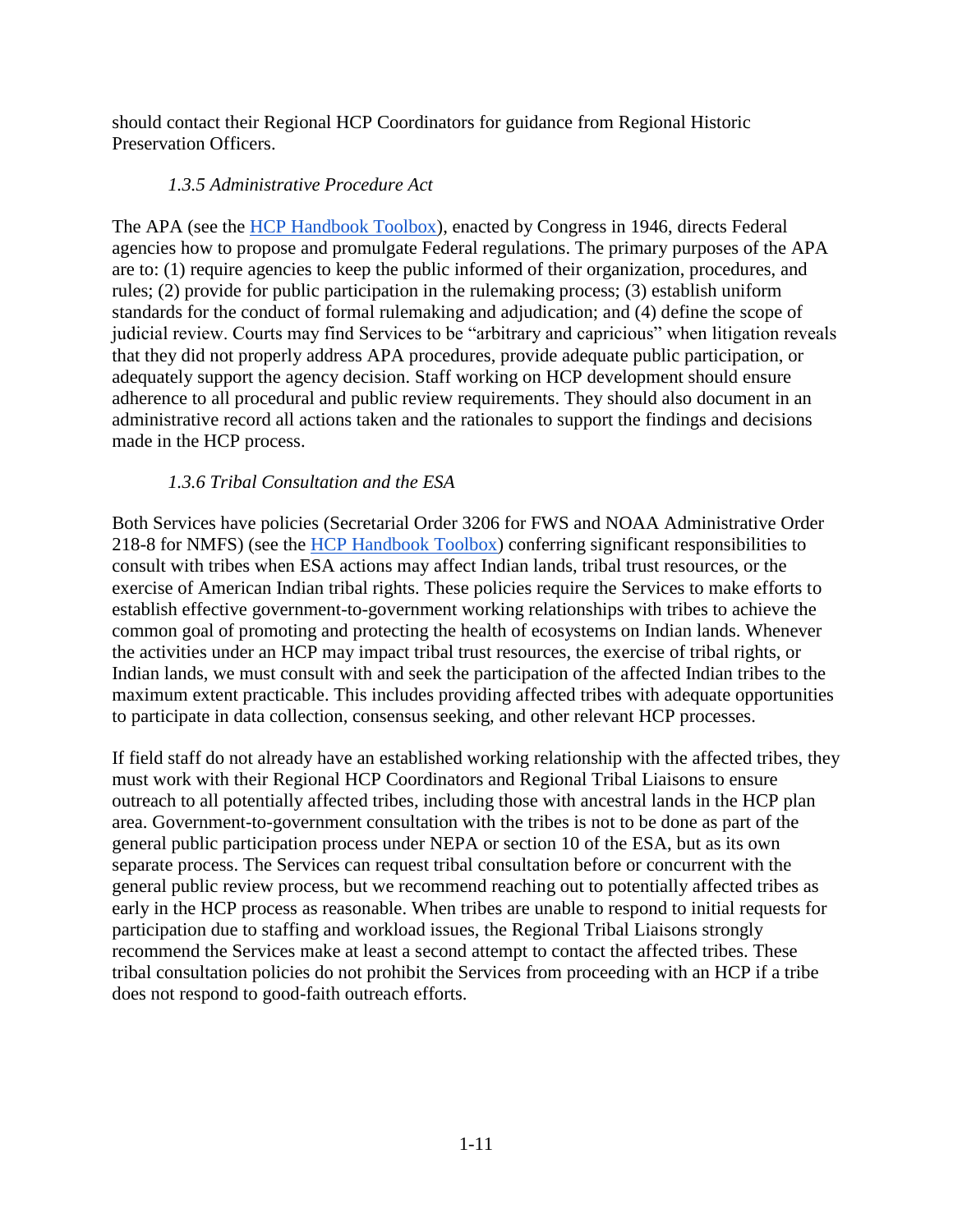should contact their Regional HCP Coordinators for guidance from Regional Historic Preservation Officers.

### *1.3.5 Administrative Procedure Act*

The APA (see the [HCP Handbook Toolbox]()), enacted by Congress in 1946, directs Federal agencies how to propose and promulgate Federal regulations. The primary purposes of the APA are to: (1) require agencies to keep the public informed of their organization, procedures, and rules; (2) provide for public participation in the rulemaking process; (3) establish uniform standards for the conduct of formal rulemaking and adjudication; and (4) define the scope of judicial review. Courts may find Services to be "arbitrary and capricious" when litigation reveals that they did not properly address APA procedures, provide adequate public participation, or adequately support the agency decision. Staff working on HCP development should ensure adherence to all procedural and public review requirements. They should also document in an administrative record all actions taken and the rationales to support the findings and decisions made in the HCP process.

### *1.3.6 Tribal Consultation and the ESA*

Both Services have policies (Secretarial Order 3206 for FWS and NOAA Administrative Order 218-8 for NMFS) (see the [HCP Handbook Toolbox]()) conferring significant responsibilities to consult with tribes when ESA actions may affect Indian lands, tribal trust resources, or the exercise of American Indian tribal rights. These policies require the Services to make efforts to establish effective government-to-government working relationships with tribes to achieve the common goal of promoting and protecting the health of ecosystems on Indian lands. Whenever the activities under an HCP may impact tribal trust resources, the exercise of tribal rights, or Indian lands, we must consult with and seek the participation of the affected Indian tribes to the maximum extent practicable. This includes providing affected tribes with adequate opportunities to participate in data collection, consensus seeking, and other relevant HCP processes.

If field staff do not already have an established working relationship with the affected tribes, they must work with their Regional HCP Coordinators and Regional Tribal Liaisons to ensure outreach to all potentially affected tribes, including those with ancestral lands in the HCP plan area. Government-to-government consultation with the tribes is not to be done as part of the general public participation process under NEPA or section 10 of the ESA, but as its own separate process. The Services can request tribal consultation before or concurrent with the general public review process, but we recommend reaching out to potentially affected tribes as early in the HCP process as reasonable. When tribes are unable to respond to initial requests for participation due to staffing and workload issues, the Regional Tribal Liaisons strongly recommend the Services make at least a second attempt to contact the affected tribes. These tribal consultation policies do not prohibit the Services from proceeding with an HCP if a tribe does not respond to good-faith outreach efforts.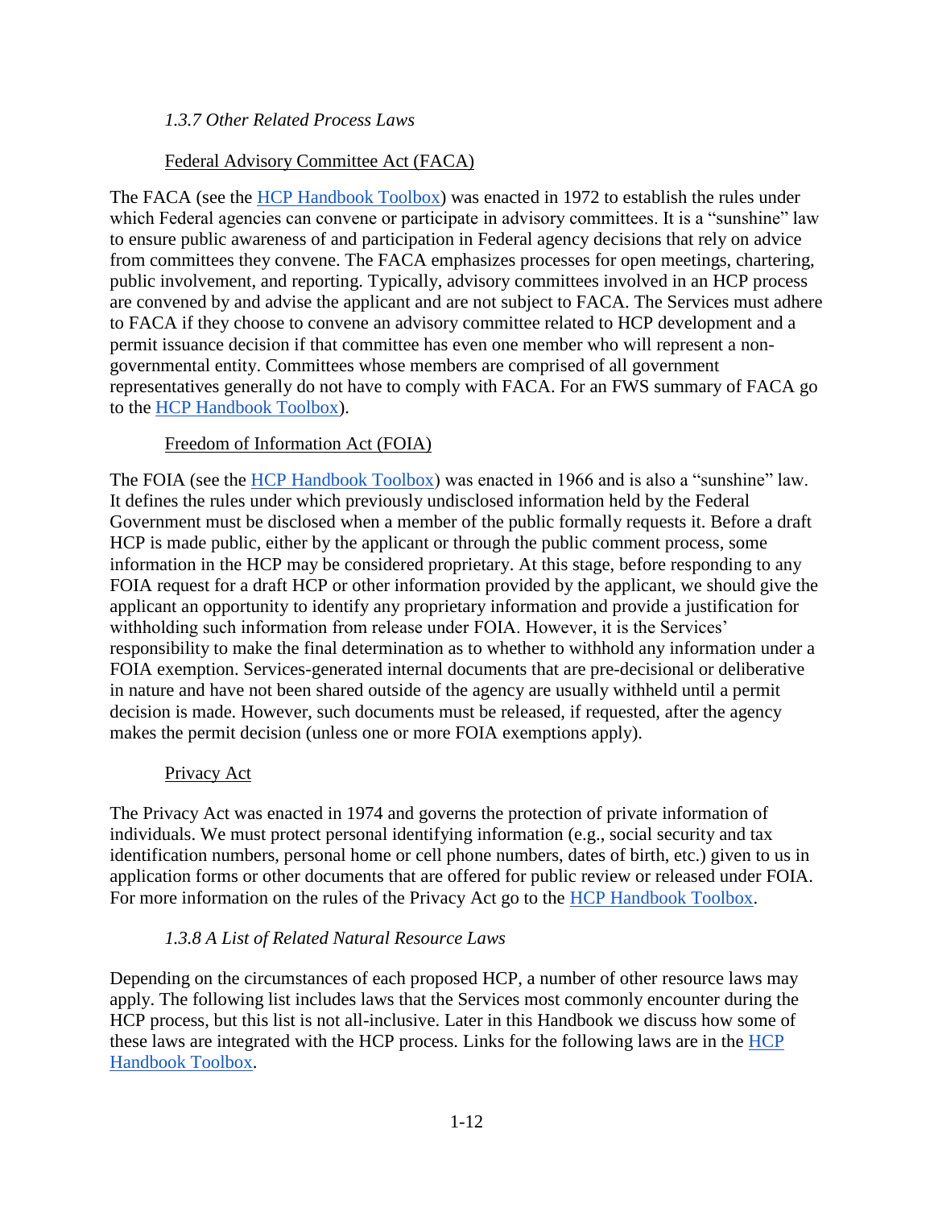### *1.3.7 Other Related Process Laws*

Federal Advisory Committee Act (FACA)

The FACA (see the HCP Handbook Toolbox) was enacted in 1972 to establish the rules under which Federal agencies can convene or participate in advisory committees. It is a "sunshine" law to ensure public awareness of and participation in Federal agency decisions that rely on advice from committees they convene. The FACA emphasizes processes for open meetings, chartering, public involvement, and reporting. Typically, advisory committees involved in an HCP process are convened by and advise the applicant and are not subject to FACA. The Services must adhere to FACA if they choose to convene an advisory committee related to HCP development and a permit issuance decision if that committee has even one member who will represent a non-governmental entity. Committees whose members are comprised of all government representatives generally do not have to comply with FACA. For an FWS summary of FACA go to the HCP Handbook Toolbox).

Freedom of Information Act (FOIA)

The FOIA (see the HCP Handbook Toolbox) was enacted in 1966 and is also a "sunshine" law. It defines the rules under which previously undisclosed information held by the Federal Government must be disclosed when a member of the public formally requests it. Before a draft HCP is made public, either by the applicant or through the public comment process, some information in the HCP may be considered proprietary. At this stage, before responding to any FOIA request for a draft HCP or other information provided by the applicant, we should give the applicant an opportunity to identify any proprietary information and provide a justification for withholding such information from release under FOIA. However, it is the Services' responsibility to make the final determination as to whether to withhold any information under a FOIA exemption. Services-generated internal documents that are pre-decisional or deliberative in nature and have not been shared outside of the agency are usually withheld until a permit decision is made. However, such documents must be released, if requested, after the agency makes the permit decision (unless one or more FOIA exemptions apply).

Privacy Act

The Privacy Act was enacted in 1974 and governs the protection of private information of individuals. We must protect personal identifying information (e.g., social security and tax identification numbers, personal home or cell phone numbers, dates of birth, etc.) given to us in application forms or other documents that are offered for public review or released under FOIA. For more information on the rules of the Privacy Act go to the HCP Handbook Toolbox.

### *1.3.8 A List of Related Natural Resource Laws*

Depending on the circumstances of each proposed HCP, a number of other resource laws may apply. The following list includes laws that the Services most commonly encounter during the HCP process, but this list is not all-inclusive. Later in this Handbook we discuss how some of these laws are integrated with the HCP process. Links for the following laws are in the HCP Handbook Toolbox.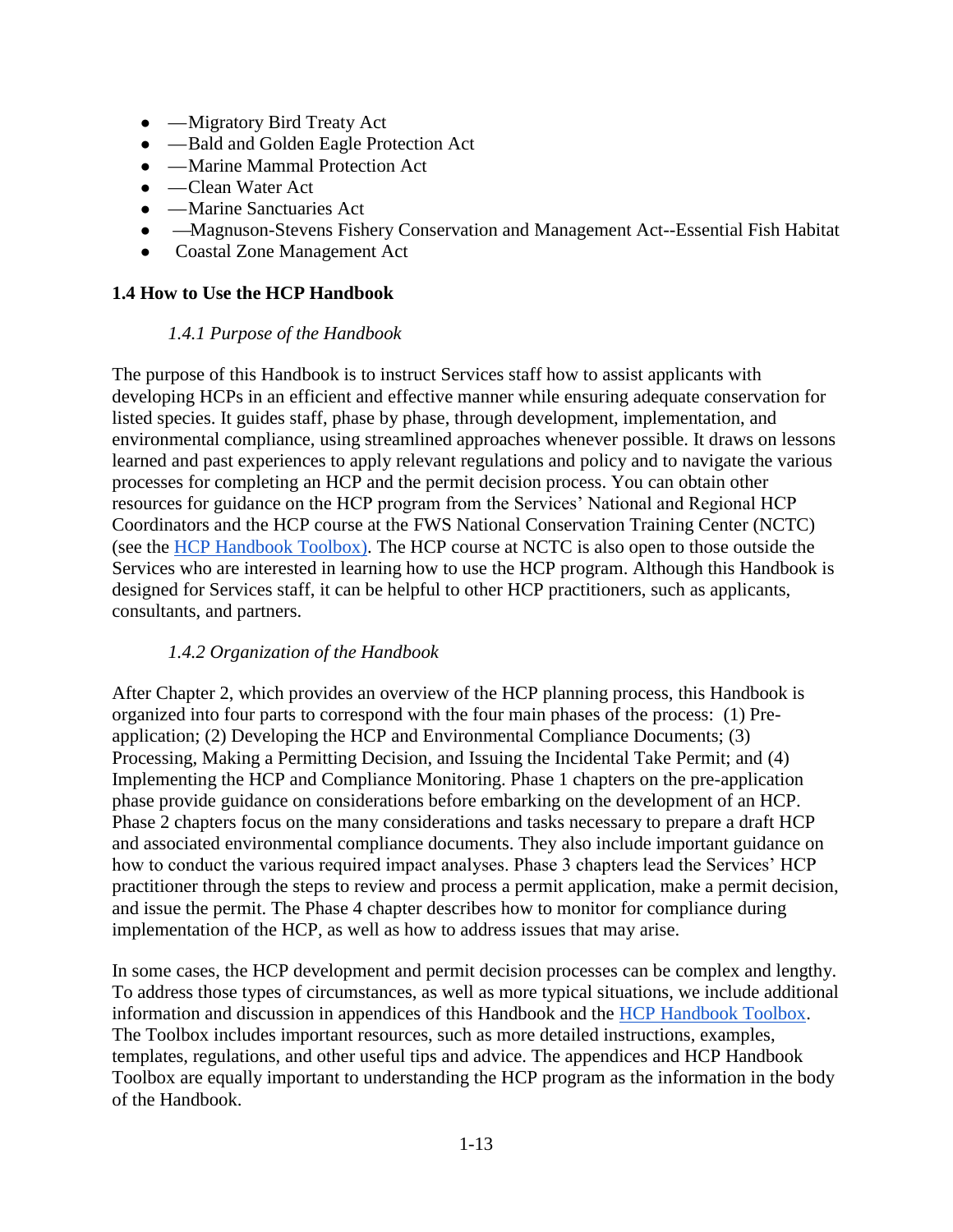- —Migratory Bird Treaty Act
- —Bald and Golden Eagle Protection Act
- —Marine Mammal Protection Act
- —Clean Water Act
- —Marine Sanctuaries Act
- —Magnuson-Stevens Fishery Conservation and Management Act--Essential Fish Habitat
- Coastal Zone Management Act

## 1.4 How to Use the HCP Handbook

### *1.4.1 Purpose of the Handbook*

The purpose of this Handbook is to instruct Services staff how to assist applicants with developing HCPs in an efficient and effective manner while ensuring adequate conservation for listed species. It guides staff, phase by phase, through development, implementation, and environmental compliance, using streamlined approaches whenever possible. It draws on lessons learned and past experiences to apply relevant regulations and policy and to navigate the various processes for completing an HCP and the permit decision process. You can obtain other resources for guidance on the HCP program from the Services' National and Regional HCP Coordinators and the HCP course at the FWS National Conservation Training Center (NCTC) (see the HCP Handbook Toolbox). The HCP course at NCTC is also open to those outside the Services who are interested in learning how to use the HCP program. Although this Handbook is designed for Services staff, it can be helpful to other HCP practitioners, such as applicants, consultants, and partners.

### *1.4.2 Organization of the Handbook*

After Chapter 2, which provides an overview of the HCP planning process, this Handbook is organized into four parts to correspond with the four main phases of the process: (1) Pre-application; (2) Developing the HCP and Environmental Compliance Documents; (3) Processing, Making a Permitting Decision, and Issuing the Incidental Take Permit; and (4) Implementing the HCP and Compliance Monitoring. Phase 1 chapters on the pre-application phase provide guidance on considerations before embarking on the development of an HCP. Phase 2 chapters focus on the many considerations and tasks necessary to prepare a draft HCP and associated environmental compliance documents. They also include important guidance on how to conduct the various required impact analyses. Phase 3 chapters lead the Services' HCP practitioner through the steps to review and process a permit application, make a permit decision, and issue the permit. The Phase 4 chapter describes how to monitor for compliance during implementation of the HCP, as well as how to address issues that may arise.

In some cases, the HCP development and permit decision processes can be complex and lengthy. To address those types of circumstances, as well as more typical situations, we include additional information and discussion in appendices of this Handbook and the HCP Handbook Toolbox. The Toolbox includes important resources, such as more detailed instructions, examples, templates, regulations, and other useful tips and advice. The appendices and HCP Handbook Toolbox are equally important to understanding the HCP program as the information in the body of the Handbook.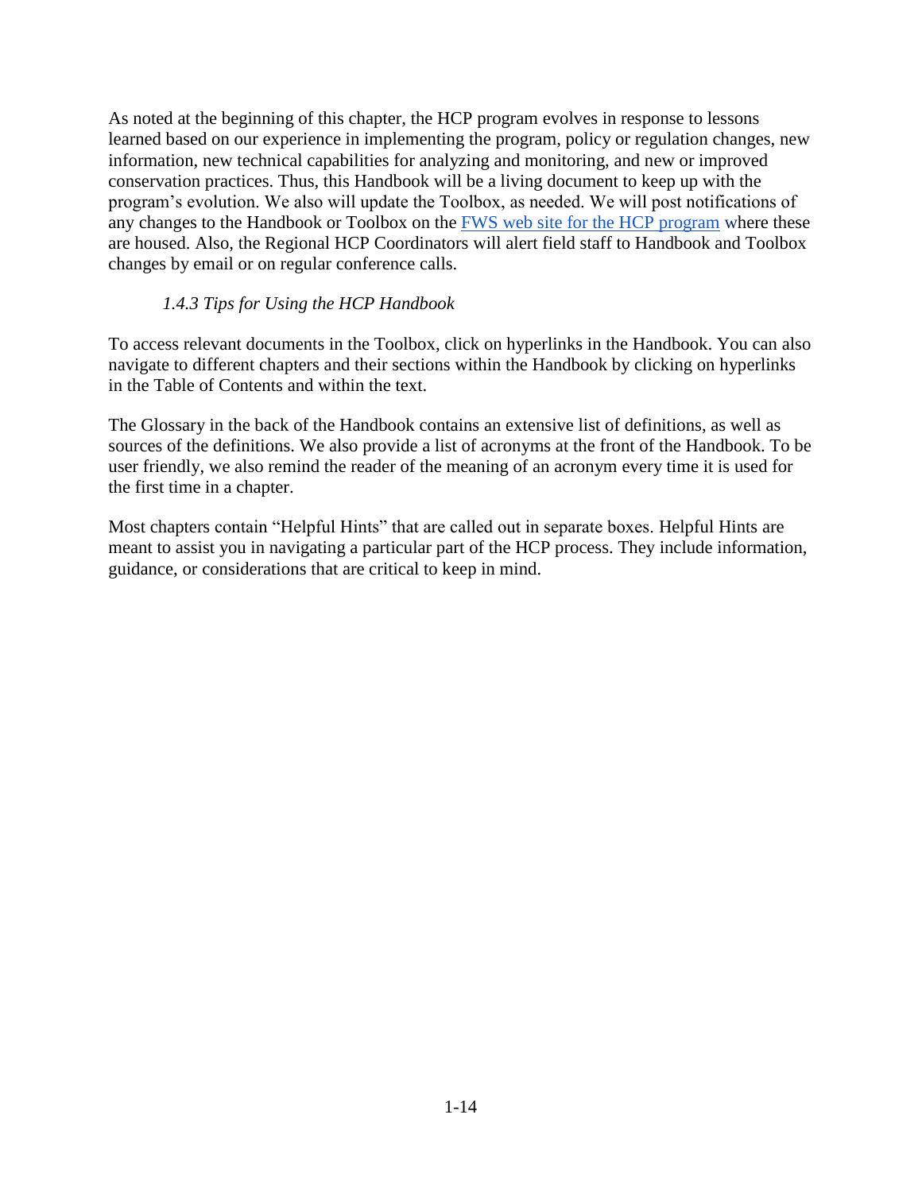As noted at the beginning of this chapter, the HCP program evolves in response to lessons learned based on our experience in implementing the program, policy or regulation changes, new information, new technical capabilities for analyzing and monitoring, and new or improved conservation practices. Thus, this Handbook will be a living document to keep up with the program's evolution. We also will update the Toolbox, as needed. We will post notifications of any changes to the Handbook or Toolbox on the FWS web site for the HCP program where these are housed. Also, the Regional HCP Coordinators will alert field staff to Handbook and Toolbox changes by email or on regular conference calls.

### *1.4.3 Tips for Using the HCP Handbook*

To access relevant documents in the Toolbox, click on hyperlinks in the Handbook. You can also navigate to different chapters and their sections within the Handbook by clicking on hyperlinks in the Table of Contents and within the text.

The Glossary in the back of the Handbook contains an extensive list of definitions, as well as sources of the definitions. We also provide a list of acronyms at the front of the Handbook. To be user friendly, we also remind the reader of the meaning of an acronym every time it is used for the first time in a chapter.

Most chapters contain "Helpful Hints" that are called out in separate boxes. Helpful Hints are meant to assist you in navigating a particular part of the HCP process. They include information, guidance, or considerations that are critical to keep in mind.